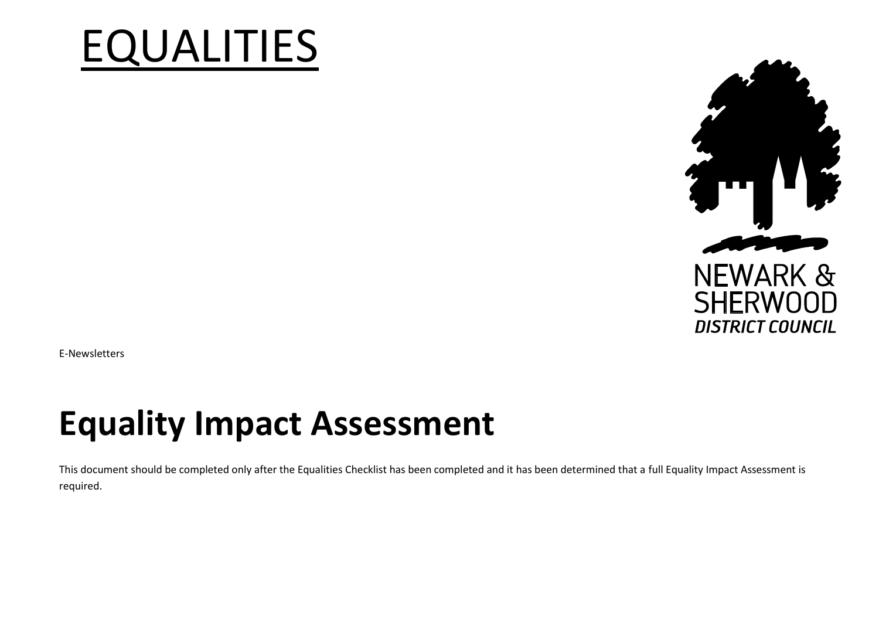# EQUALITIES

NEWARK & SHERWOOD
*DISTRICT COUNCIL*

E-Newsletters

# Equality Impact Assessment

This document should be completed only after the Equalities Checklist has been completed and it has been determined that a full Equality Impact Assessment is required.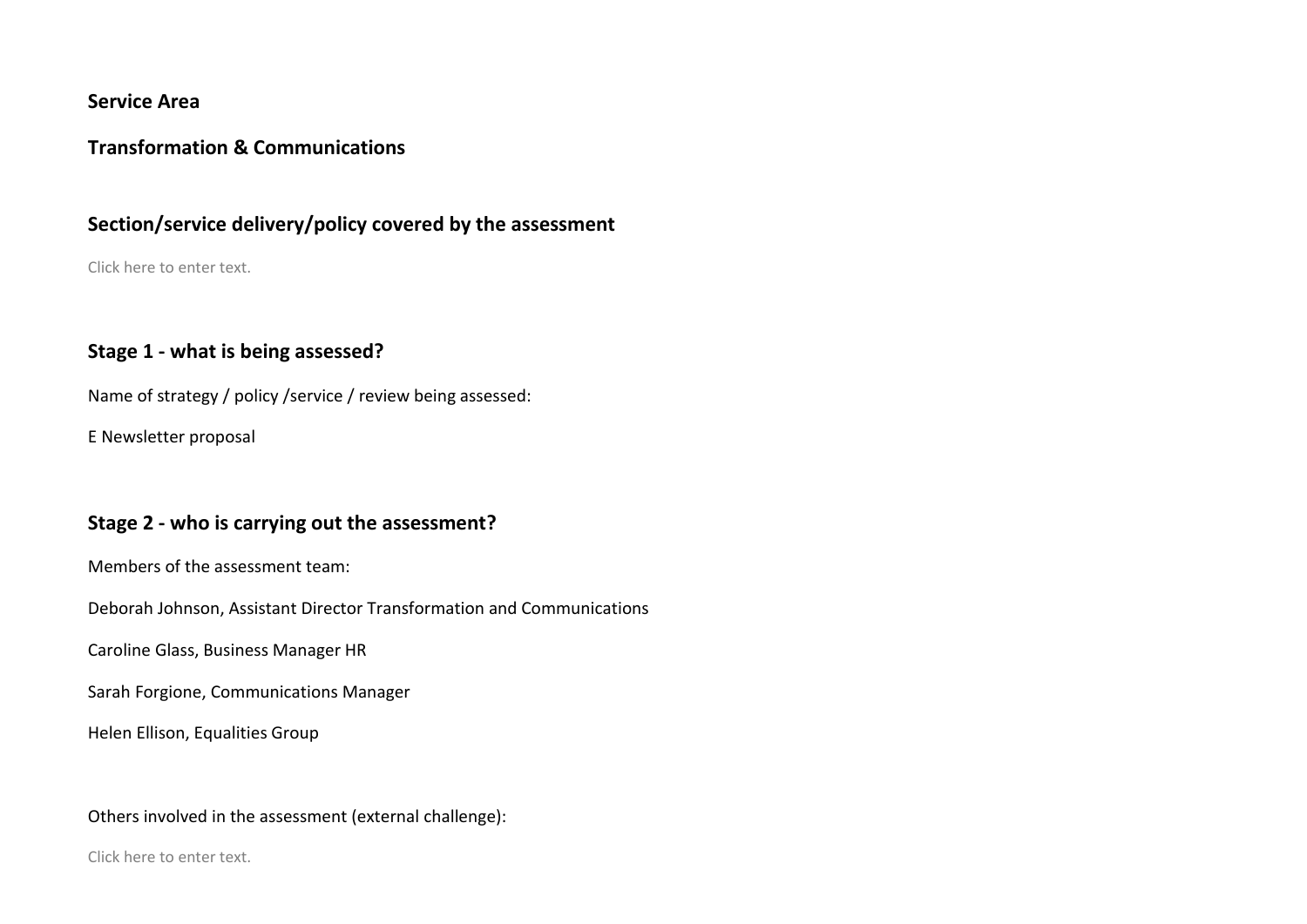**Service Area**

**Transformation & Communications**

## Section/service delivery/policy covered by the assessment

Click here to enter text.

## Stage 1 - what is being assessed?

Name of strategy / policy /service / review being assessed:

E Newsletter proposal

## Stage 2 - who is carrying out the assessment?

Members of the assessment team:

Deborah Johnson, Assistant Director Transformation and Communications

Caroline Glass, Business Manager HR

Sarah Forgione, Communications Manager

Helen Ellison, Equalities Group

Others involved in the assessment (external challenge):

Click here to enter text.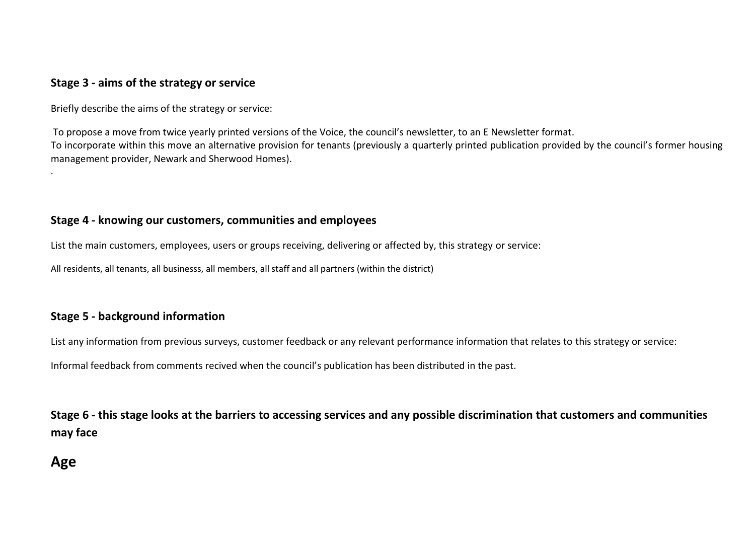### Stage 3 - aims of the strategy or service

Briefly describe the aims of the strategy or service:

To propose a move from twice yearly printed versions of the Voice, the council's newsletter, to an E Newsletter format.
To incorporate within this move an alternative provision for tenants (previously a quarterly printed publication provided by the council's former housing management provider, Newark and Sherwood Homes).

.

### Stage 4 - knowing our customers, communities and employees

List the main customers, employees, users or groups receiving, delivering or affected by, this strategy or service:

All residents, all tenants, all businesss, all members, all staff and all partners (within the district)

### Stage 5 - background information

List any information from previous surveys, customer feedback or any relevant performance information that relates to this strategy or service:

Informal feedback from comments recived when the council's publication has been distributed in the past.

### Stage 6 - this stage looks at the barriers to accessing services and any possible discrimination that customers and communities may face

## Age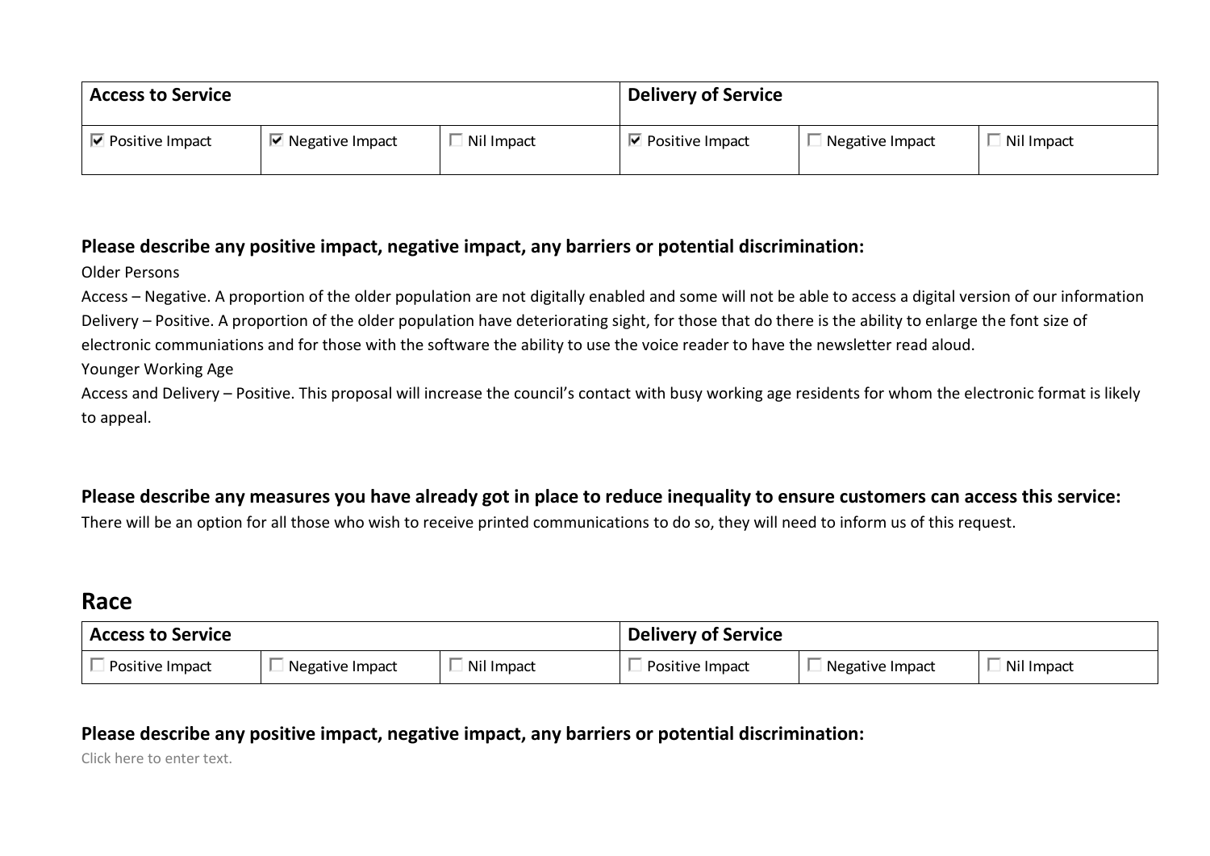| Access to Service | | | Delivery of Service | | |
|---|---|---|---|---|---|
| ☑ Positive Impact | ☑ Negative Impact | ☐ Nil Impact | ☑ Positive Impact | ☐ Negative Impact | ☐ Nil Impact |

**Please describe any positive impact, negative impact, any barriers or potential discrimination:**

Older Persons

Access – Negative. A proportion of the older population are not digitally enabled and some will not be able to access a digital version of our information

Delivery – Positive. A proportion of the older population have deteriorating sight, for those that do there is the ability to enlarge the font size of electronic communiations and for those with the software the ability to use the voice reader to have the newsletter read aloud.

Younger Working Age

Access and Delivery – Positive. This proposal will increase the council's contact with busy working age residents for whom the electronic format is likely to appeal.

**Please describe any measures you have already got in place to reduce inequality to ensure customers can access this service:**

There will be an option for all those who wish to receive printed communications to do so, they will need to inform us of this request.

## Race

| Access to Service | | | Delivery of Service | | |
|---|---|---|---|---|---|
| ☐ Positive Impact | ☐ Negative Impact | ☐ Nil Impact | ☐ Positive Impact | ☐ Negative Impact | ☐ Nil Impact |

**Please describe any positive impact, negative impact, any barriers or potential discrimination:**

Click here to enter text.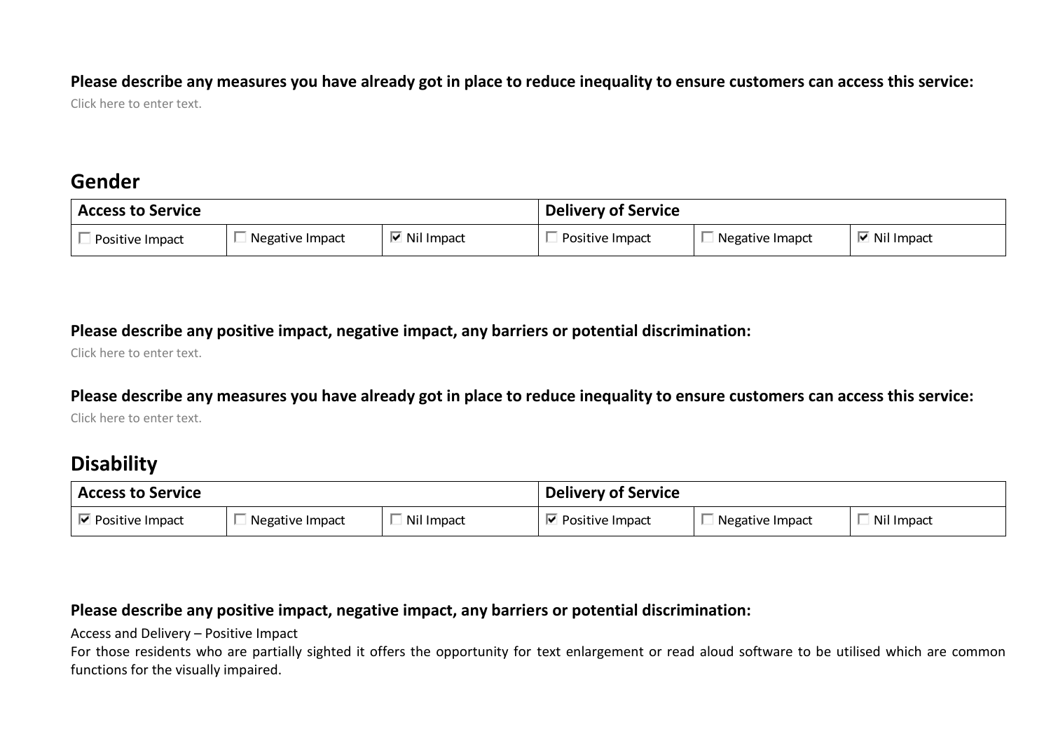**Please describe any measures you have already got in place to reduce inequality to ensure customers can access this service:**

Click here to enter text.

## Gender

| Access to Service | | | Delivery of Service | | |
|---|---|---|---|---|---|
| ☐ Positive Impact | ☐ Negative Impact | ☑ Nil Impact | ☐ Positive Impact | ☐ Negative Imapct | ☑ Nil Impact |

**Please describe any positive impact, negative impact, any barriers or potential discrimination:**

Click here to enter text.

**Please describe any measures you have already got in place to reduce inequality to ensure customers can access this service:**

Click here to enter text.

## Disability

| Access to Service | | | Delivery of Service | | |
|---|---|---|---|---|---|
| ☑ Positive Impact | ☐ Negative Impact | ☐ Nil Impact | ☑ Positive Impact | ☐ Negative Impact | ☐ Nil Impact |

**Please describe any positive impact, negative impact, any barriers or potential discrimination:**

Access and Delivery – Positive Impact

For those residents who are partially sighted it offers the opportunity for text enlargement or read aloud software to be utilised which are common functions for the visually impaired.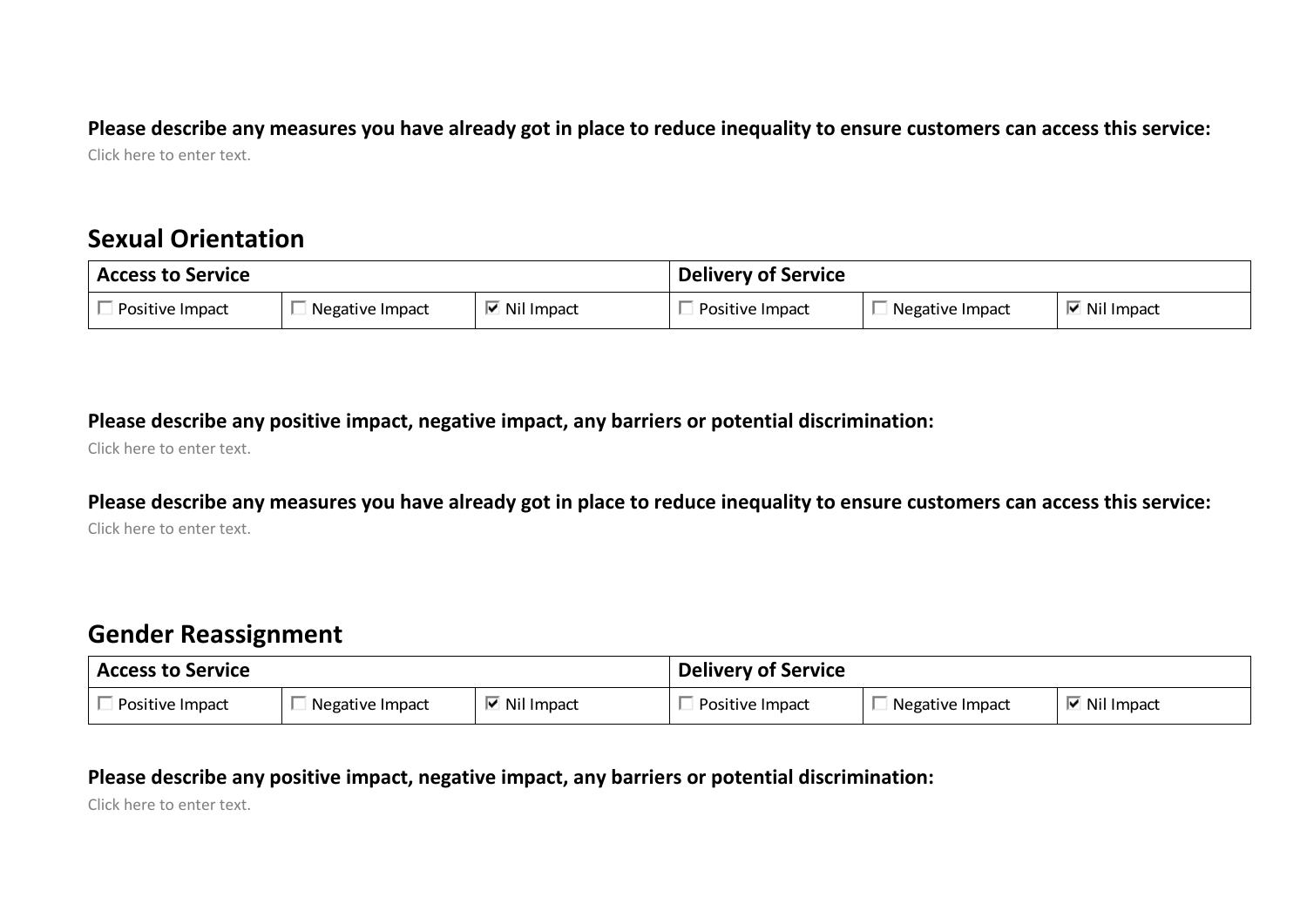**Please describe any measures you have already got in place to reduce inequality to ensure customers can access this service:**

Click here to enter text.

## Sexual Orientation

| Access to Service | | | Delivery of Service | | |
|---|---|---|---|---|---|
| ☐ Positive Impact | ☐ Negative Impact | ☑ Nil Impact | ☐ Positive Impact | ☐ Negative Impact | ☑ Nil Impact |

**Please describe any positive impact, negative impact, any barriers or potential discrimination:**

Click here to enter text.

**Please describe any measures you have already got in place to reduce inequality to ensure customers can access this service:**

Click here to enter text.

## Gender Reassignment

| Access to Service | | | Delivery of Service | | |
|---|---|---|---|---|---|
| ☐ Positive Impact | ☐ Negative Impact | ☑ Nil Impact | ☐ Positive Impact | ☐ Negative Impact | ☑ Nil Impact |

**Please describe any positive impact, negative impact, any barriers or potential discrimination:**

Click here to enter text.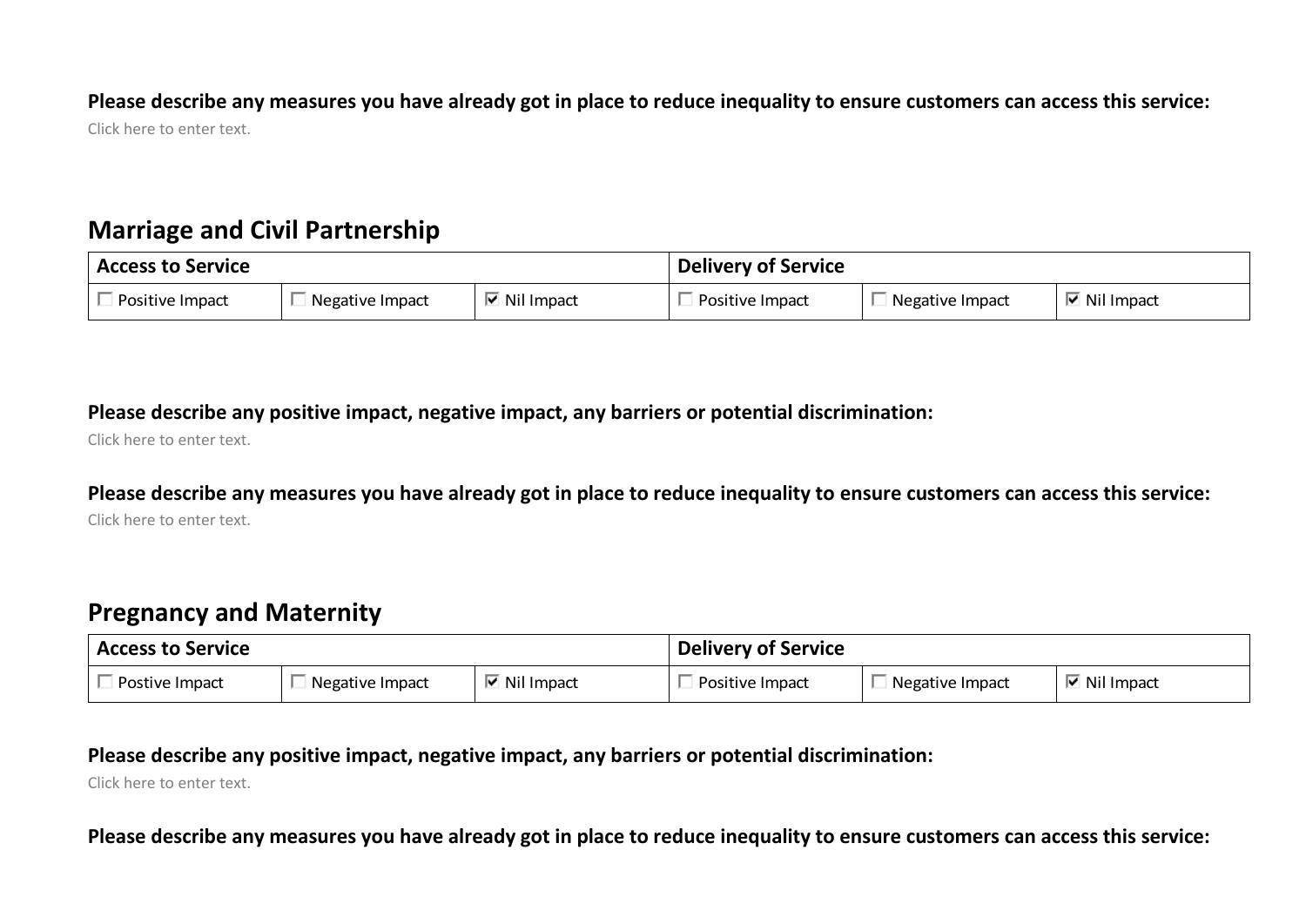**Please describe any measures you have already got in place to reduce inequality to ensure customers can access this service:**

Click here to enter text.

## Marriage and Civil Partnership

| Access to Service | | | Delivery of Service | | |
| --- | --- | --- | --- | --- | --- |
| ☐ Positive Impact | ☐ Negative Impact | ☑ Nil Impact | ☐ Positive Impact | ☐ Negative Impact | ☑ Nil Impact |

**Please describe any positive impact, negative impact, any barriers or potential discrimination:**

Click here to enter text.

**Please describe any measures you have already got in place to reduce inequality to ensure customers can access this service:**

Click here to enter text.

## Pregnancy and Maternity

| Access to Service | | | Delivery of Service | | |
| --- | --- | --- | --- | --- | --- |
| ☐ Postive Impact | ☐ Negative Impact | ☑ Nil Impact | ☐ Positive Impact | ☐ Negative Impact | ☑ Nil Impact |

**Please describe any positive impact, negative impact, any barriers or potential discrimination:**

Click here to enter text.

**Please describe any measures you have already got in place to reduce inequality to ensure customers can access this service:**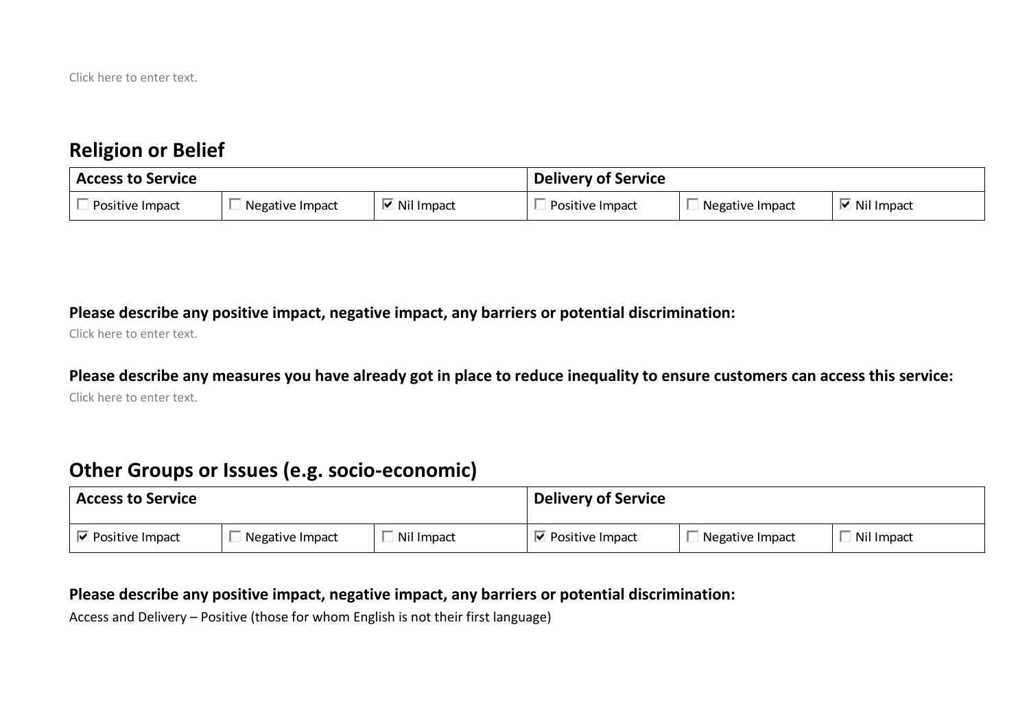Click here to enter text.

## Religion or Belief

| Access to Service | | | Delivery of Service | | |
|---|---|---|---|---|---|
| ☐ Positive Impact | ☐ Negative Impact | ☑ Nil Impact | ☐ Positive Impact | ☐ Negative Impact | ☑ Nil Impact |

**Please describe any positive impact, negative impact, any barriers or potential discrimination:**

Click here to enter text.

**Please describe any measures you have already got in place to reduce inequality to ensure customers can access this service:**

Click here to enter text.

## Other Groups or Issues (e.g. socio-economic)

| Access to Service | | | Delivery of Service | | |
|---|---|---|---|---|---|
| ☑ Positive Impact | ☐ Negative Impact | ☐ Nil Impact | ☑ Positive Impact | ☐ Negative Impact | ☐ Nil Impact |

**Please describe any positive impact, negative impact, any barriers or potential discrimination:**

Access and Delivery – Positive (those for whom English is not their first language)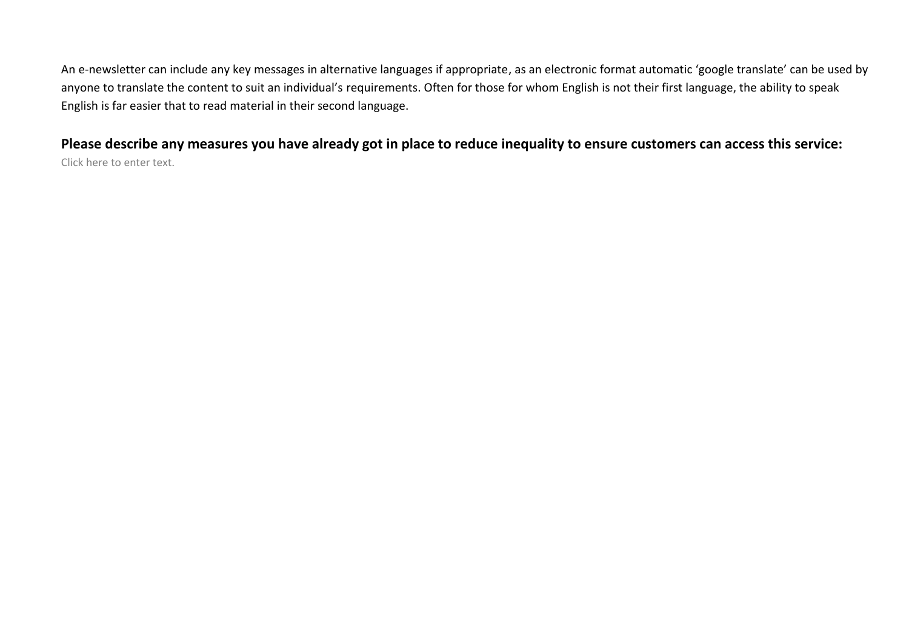An e-newsletter can include any key messages in alternative languages if appropriate, as an electronic format automatic 'google translate' can be used by anyone to translate the content to suit an individual's requirements. Often for those for whom English is not their first language, the ability to speak English is far easier that to read material in their second language.

**Please describe any measures you have already got in place to reduce inequality to ensure customers can access this service:**

Click here to enter text.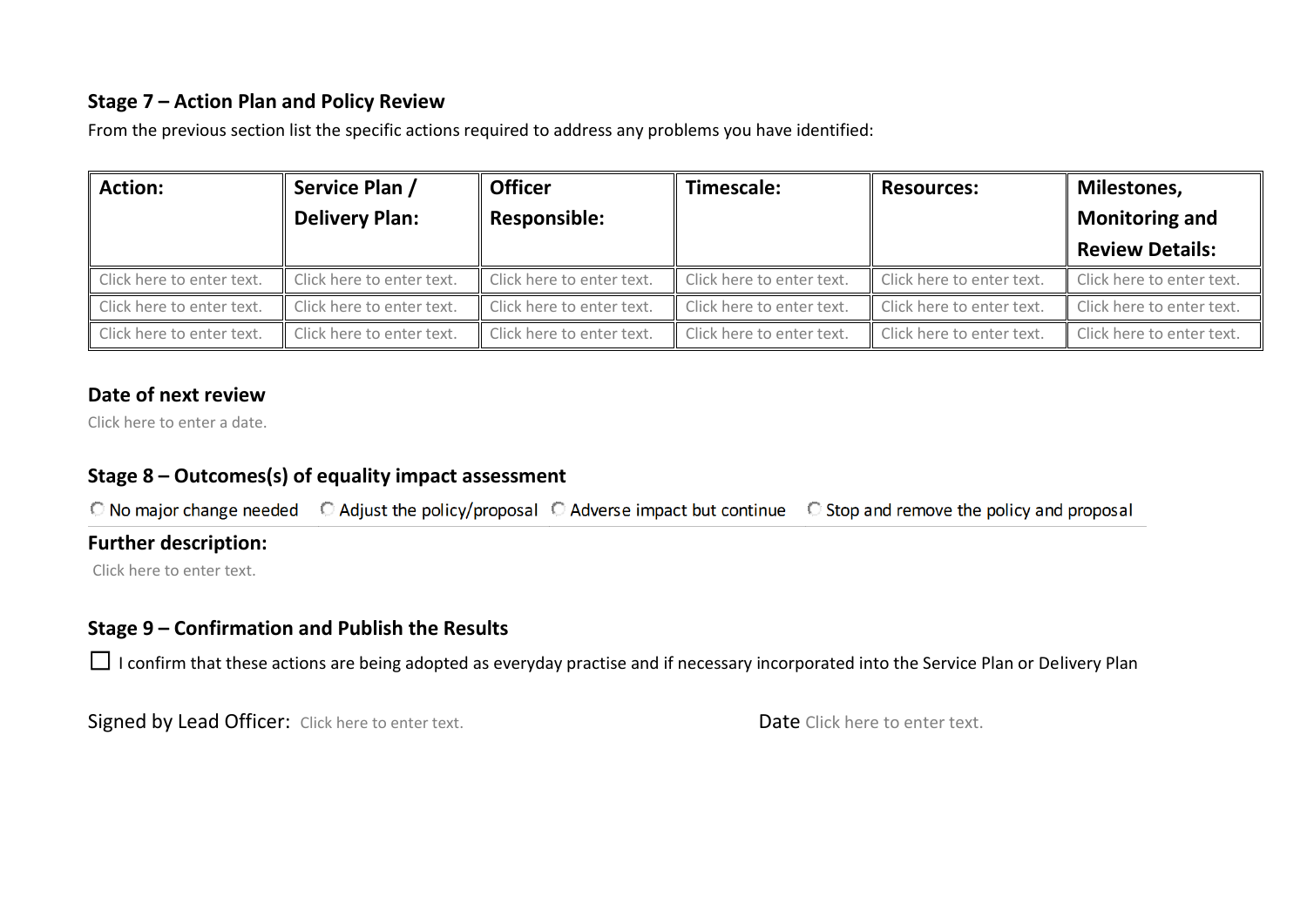## Stage 7 – Action Plan and Policy Review

From the previous section list the specific actions required to address any problems you have identified:

| Action: | Service Plan / Delivery Plan: | Officer Responsible: | Timescale: | Resources: | Milestones, Monitoring and Review Details: |
|---|---|---|---|---|---|
| Click here to enter text. | Click here to enter text. | Click here to enter text. | Click here to enter text. | Click here to enter text. | Click here to enter text. |
| Click here to enter text. | Click here to enter text. | Click here to enter text. | Click here to enter text. | Click here to enter text. | Click here to enter text. |
| Click here to enter text. | Click here to enter text. | Click here to enter text. | Click here to enter text. | Click here to enter text. | Click here to enter text. |

### Date of next review

Click here to enter a date.

## Stage 8 – Outcomes(s) of equality impact assessment

○ No major change needed ○ Adjust the policy/proposal ○ Adverse impact but continue ○ Stop and remove the policy and proposal

### Further description:

Click here to enter text.

## Stage 9 – Confirmation and Publish the Results

☐ I confirm that these actions are being adopted as everyday practise and if necessary incorporated into the Service Plan or Delivery Plan

Signed by Lead Officer: Click here to enter text. Date Click here to enter text.